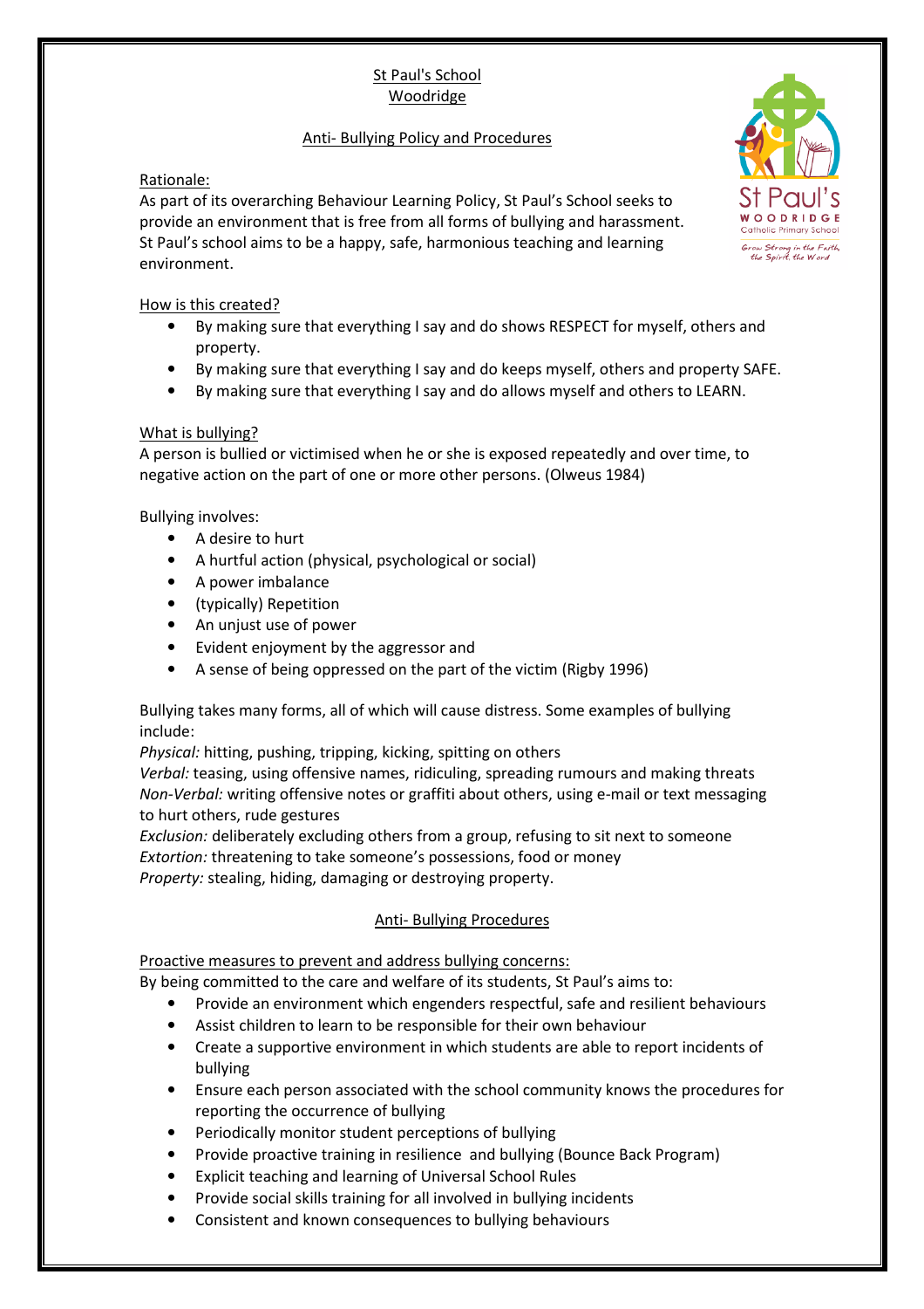# St Paul's School
# Woodridge

## Anti- Bullying Policy and Procedures

### Rationale:

As part of its overarching Behaviour Learning Policy, St Paul's School seeks to provide an environment that is free from all forms of bullying and harassment. St Paul's school aims to be a happy, safe, harmonious teaching and learning environment.

### How is this created?

- By making sure that everything I say and do shows RESPECT for myself, others and property.
- By making sure that everything I say and do keeps myself, others and property SAFE.
- By making sure that everything I say and do allows myself and others to LEARN.

### What is bullying?

A person is bullied or victimised when he or she is exposed repeatedly and over time, to negative action on the part of one or more other persons. (Olweus 1984)

Bullying involves:

- A desire to hurt
- A hurtful action (physical, psychological or social)
- A power imbalance
- (typically) Repetition
- An unjust use of power
- Evident enjoyment by the aggressor and
- A sense of being oppressed on the part of the victim (Rigby 1996)

Bullying takes many forms, all of which will cause distress. Some examples of bullying include:

*Physical:* hitting, pushing, tripping, kicking, spitting on others
*Verbal:* teasing, using offensive names, ridiculing, spreading rumours and making threats
*Non-Verbal:* writing offensive notes or graffiti about others, using e-mail or text messaging to hurt others, rude gestures
*Exclusion:* deliberately excluding others from a group, refusing to sit next to someone
*Extortion:* threatening to take someone's possessions, food or money
*Property:* stealing, hiding, damaging or destroying property.

## Anti- Bullying Procedures

### Proactive measures to prevent and address bullying concerns:

By being committed to the care and welfare of its students, St Paul's aims to:

- Provide an environment which engenders respectful, safe and resilient behaviours
- Assist children to learn to be responsible for their own behaviour
- Create a supportive environment in which students are able to report incidents of bullying
- Ensure each person associated with the school community knows the procedures for reporting the occurrence of bullying
- Periodically monitor student perceptions of bullying
- Provide proactive training in resilience and bullying (Bounce Back Program)
- Explicit teaching and learning of Universal School Rules
- Provide social skills training for all involved in bullying incidents
- Consistent and known consequences to bullying behaviours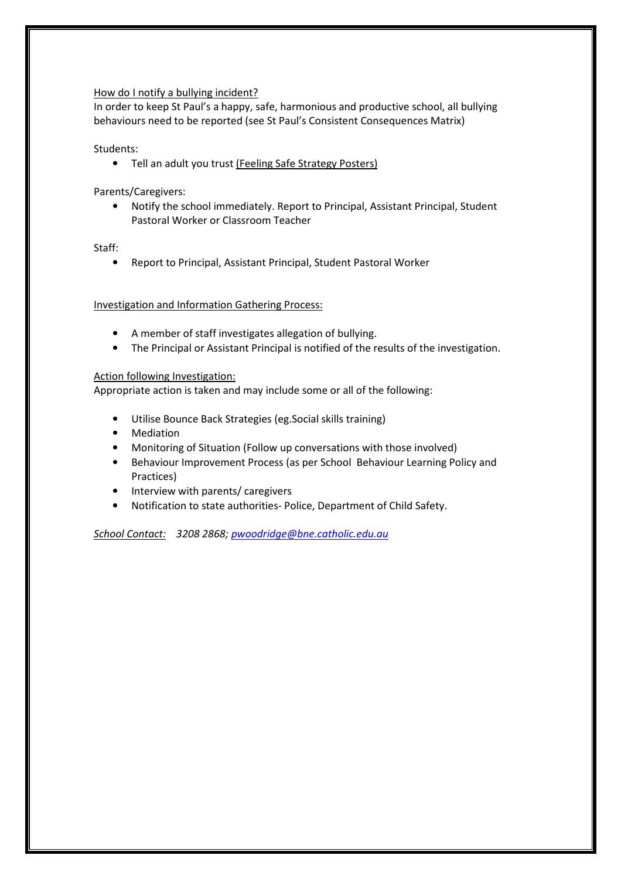How do I notify a bullying incident?

In order to keep St Paul's a happy, safe, harmonious and productive school, all bullying behaviours need to be reported (see St Paul's Consistent Consequences Matrix)

Students:

- Tell an adult you trust (Feeling Safe Strategy Posters)

Parents/Caregivers:

- Notify the school immediately. Report to Principal, Assistant Principal, Student Pastoral Worker or Classroom Teacher

Staff:

- Report to Principal, Assistant Principal, Student Pastoral Worker

Investigation and Information Gathering Process:

- A member of staff investigates allegation of bullying.
- The Principal or Assistant Principal is notified of the results of the investigation.

Action following Investigation:

Appropriate action is taken and may include some or all of the following:

- Utilise Bounce Back Strategies (eg.Social skills training)
- Mediation
- Monitoring of Situation (Follow up conversations with those involved)
- Behaviour Improvement Process (as per School Behaviour Learning Policy and Practices)
- Interview with parents/ caregivers
- Notification to state authorities- Police, Department of Child Safety.

*School Contact:* *3208 2868; pwoodridge@bne.catholic.edu.au*